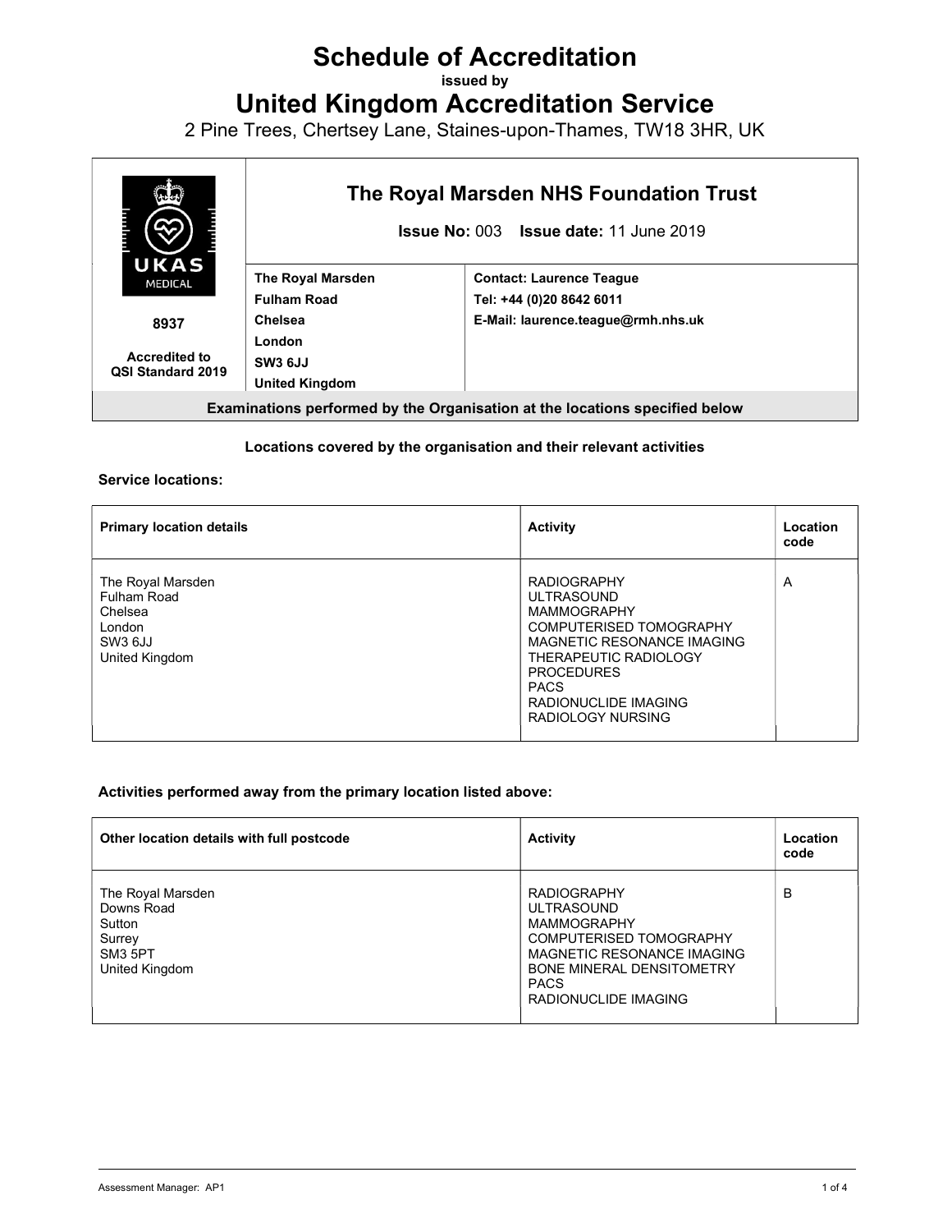# Schedule of Accreditation

issued by

# United Kingdom Accreditation Service

2 Pine Trees, Chertsey Lane, Staines-upon-Thames, TW18 3HR, UK

| UKAS MEDICAL 8937 Accredited to QSI Standard 2019 | **The Royal Marsden NHS Foundation Trust** **Issue No:** 003 **Issue date:** 11 June 2019 | |
|---|---|---|
| | **The Royal Marsden** **Fulham Road** **Chelsea** **London** **SW3 6JJ** **United Kingdom** | **Contact: Laurence Teague** **Tel: +44 (0)20 8642 6011** **E-Mail: laurence.teague@rmh.nhs.uk** |
| **Examinations performed by the Organisation at the locations specified below** | | |

**Locations covered by the organisation and their relevant activities**

**Service locations:**

| **Primary location details** | **Activity** | **Location code** |
|---|---|---|
| The Royal Marsden<br>Fulham Road<br>Chelsea<br>London<br>SW3 6JJ<br>United Kingdom | RADIOGRAPHY<br>ULTRASOUND<br>MAMMOGRAPHY<br>COMPUTERISED TOMOGRAPHY<br>MAGNETIC RESONANCE IMAGING<br>THERAPEUTIC RADIOLOGY PROCEDURES<br>PACS<br>RADIONUCLIDE IMAGING<br>RADIOLOGY NURSING | A |

**Activities performed away from the primary location listed above:**

| **Other location details with full postcode** | **Activity** | **Location code** |
|---|---|---|
| The Royal Marsden<br>Downs Road<br>Sutton<br>Surrey<br>SM3 5PT<br>United Kingdom | RADIOGRAPHY<br>ULTRASOUND<br>MAMMOGRAPHY<br>COMPUTERISED TOMOGRAPHY<br>MAGNETIC RESONANCE IMAGING<br>BONE MINERAL DENSITOMETRY<br>PACS<br>RADIONUCLIDE IMAGING | B |

Assessment Manager: AP1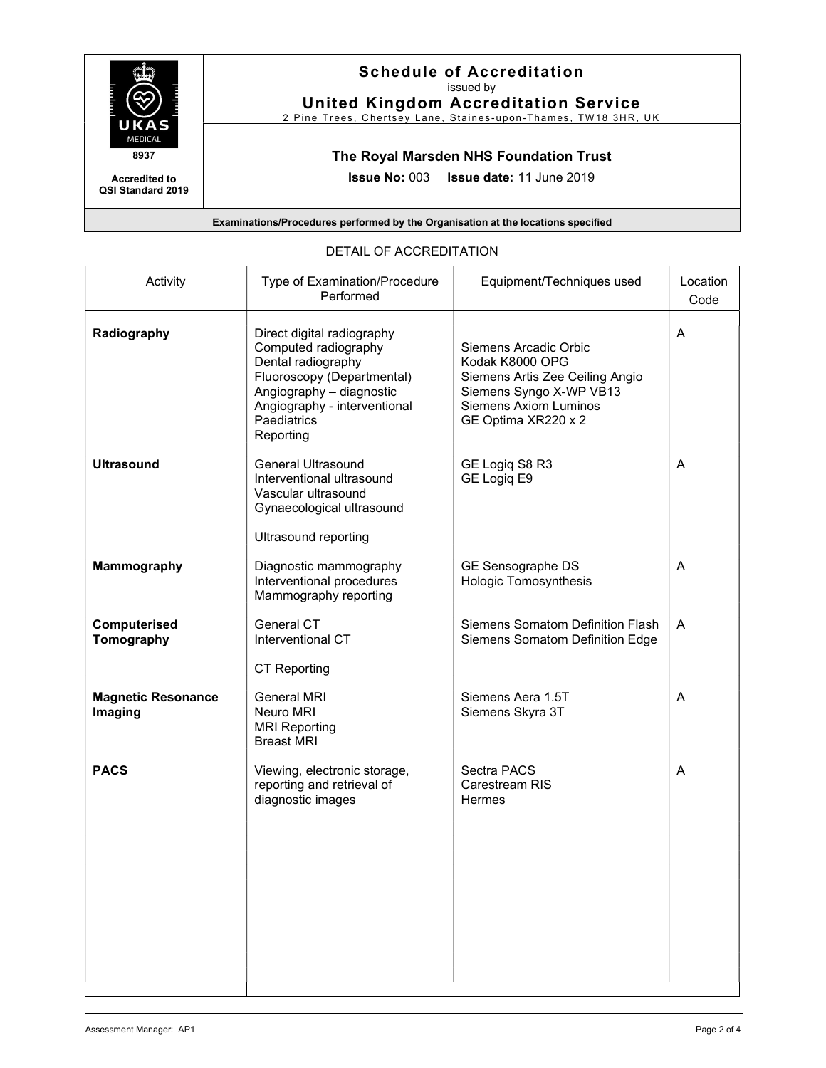# Schedule of Accreditation

issued by

## United Kingdom Accreditation Service

2 Pine Trees, Chertsey Lane, Staines-upon-Thames, TW18 3HR, UK

UKAS MEDICAL

8937

Accredited to QSI Standard 2019

## The Royal Marsden NHS Foundation Trust

**Issue No:** 003 **Issue date:** 11 June 2019

**Examinations/Procedures performed by the Organisation at the locations specified**

DETAIL OF ACCREDITATION

| Activity | Type of Examination/Procedure Performed | Equipment/Techniques used | Location Code |
|---|---|---|---|
| **Radiography** | Direct digital radiography<br>Computed radiography<br>Dental radiography<br>Fluoroscopy (Departmental)<br>Angiography – diagnostic<br>Angiography - interventional<br>Paediatrics<br>Reporting | Siemens Arcadic Orbic<br>Kodak K8000 OPG<br>Siemens Artis Zee Ceiling Angio<br>Siemens Syngo X-WP VB13<br>Siemens Axiom Luminos<br>GE Optima XR220 x 2 | A |
| **Ultrasound** | General Ultrasound<br>Interventional ultrasound<br>Vascular ultrasound<br>Gynaecological ultrasound<br><br>Ultrasound reporting | GE Logiq S8 R3<br>GE Logiq E9 | A |
| **Mammography** | Diagnostic mammography<br>Interventional procedures<br>Mammography reporting | GE Sensographe DS<br>Hologic Tomosynthesis | A |
| **Computerised Tomography** | General CT<br>Interventional CT<br><br>CT Reporting | Siemens Somatom Definition Flash<br>Siemens Somatom Definition Edge | A |
| **Magnetic Resonance Imaging** | General MRI<br>Neuro MRI<br>MRI Reporting<br>Breast MRI | Siemens Aera 1.5T<br>Siemens Skyra 3T | A |
| **PACS** | Viewing, electronic storage, reporting and retrieval of diagnostic images | Sectra PACS<br>Carestream RIS<br>Hermes | A |

Assessment Manager: AP1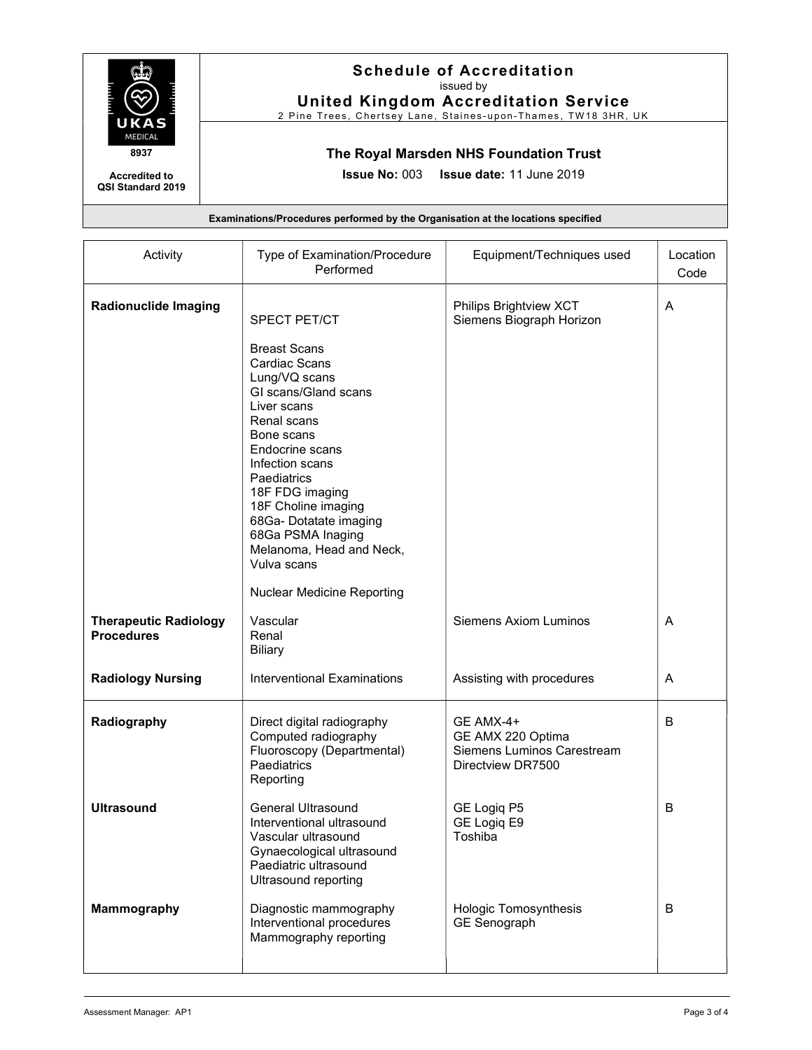**Schedule of Accreditation**
issued by
**United Kingdom Accreditation Service**
2 Pine Trees, Chertsey Lane, Staines-upon-Thames, TW18 3HR, UK

UKAS MEDICAL
8937
**Accredited to QSI Standard 2019**

**The Royal Marsden NHS Foundation Trust**

**Issue No:** 003 **Issue date:** 11 June 2019

**Examinations/Procedures performed by the Organisation at the locations specified**

| Activity | Type of Examination/Procedure Performed | Equipment/Techniques used | Location Code |
|---|---|---|---|
| **Radionuclide Imaging** | SPECT PET/CT<br><br>Breast Scans<br>Cardiac Scans<br>Lung/VQ scans<br>GI scans/Gland scans<br>Liver scans<br>Renal scans<br>Bone scans<br>Endocrine scans<br>Infection scans<br>Paediatrics<br>18F FDG imaging<br>18F Choline imaging<br>68Ga- Dotatate imaging<br>68Ga PSMA Inaging<br>Melanoma, Head and Neck, Vulva scans<br><br>Nuclear Medicine Reporting | Philips Brightview XCT<br>Siemens Biograph Horizon | A |
| **Therapeutic Radiology Procedures** | Vascular<br>Renal<br>Biliary | Siemens Axiom Luminos | A |
| **Radiology Nursing** | Interventional Examinations | Assisting with procedures | A |
| **Radiography** | Direct digital radiography<br>Computed radiography<br>Fluoroscopy (Departmental)<br>Paediatrics<br>Reporting | GE AMX-4+<br>GE AMX 220 Optima<br>Siemens Luminos Carestream<br>Directview DR7500 | B |
| **Ultrasound** | General Ultrasound<br>Interventional ultrasound<br>Vascular ultrasound<br>Gynaecological ultrasound<br>Paediatric ultrasound<br>Ultrasound reporting | GE Logiq P5<br>GE Logiq E9<br>Toshiba | B |
| **Mammography** | Diagnostic mammography<br>Interventional procedures<br>Mammography reporting | Hologic Tomosynthesis<br>GE Senograph | B |

Assessment Manager: AP1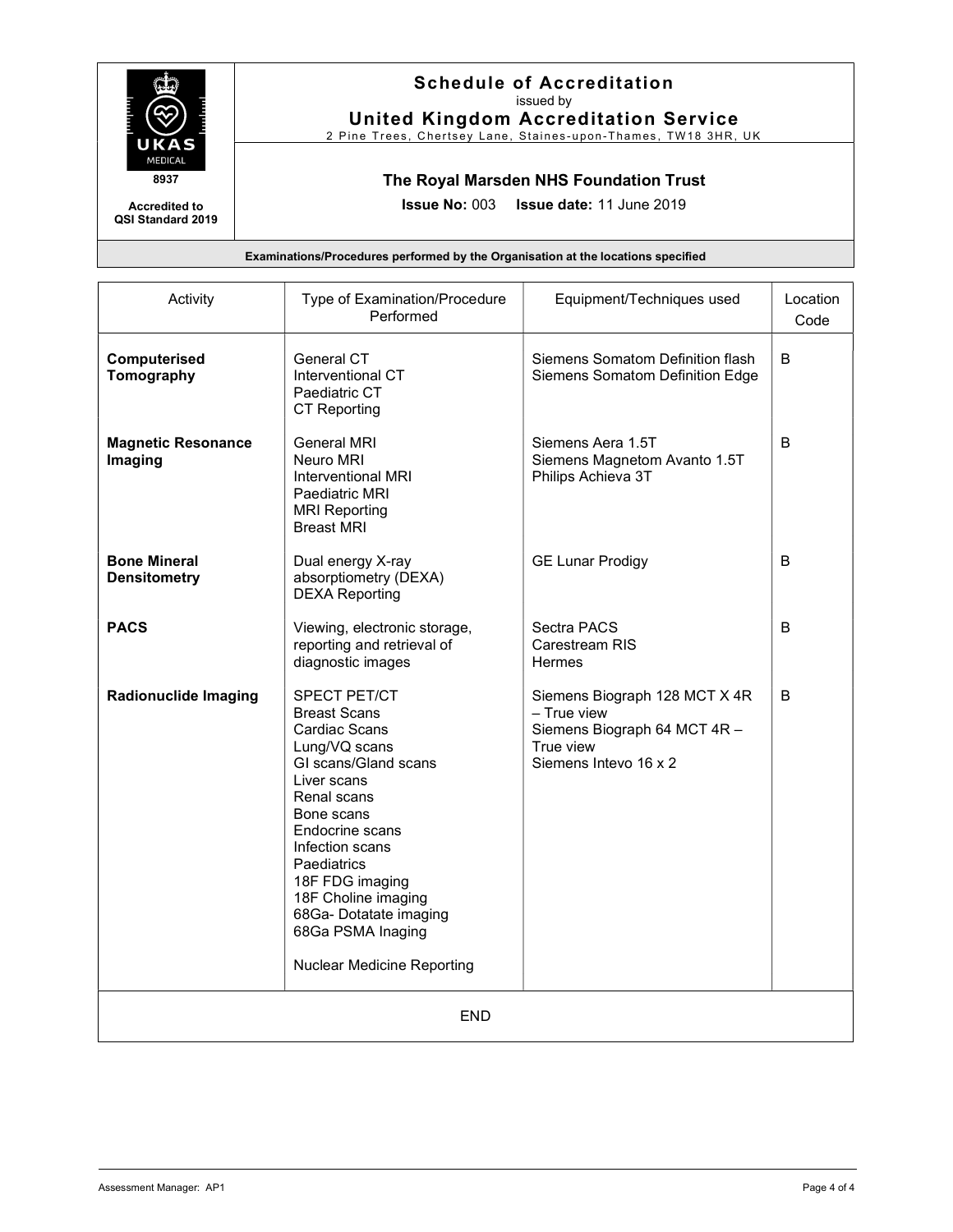# Schedule of Accreditation

issued by

## United Kingdom Accreditation Service

2 Pine Trees, Chertsey Lane, Staines-upon-Thames, TW18 3HR, UK

8937

Accredited to QSI Standard 2019

### The Royal Marsden NHS Foundation Trust

**Issue No:** 003 **Issue date:** 11 June 2019

**Examinations/Procedures performed by the Organisation at the locations specified**

| Activity | Type of Examination/Procedure Performed | Equipment/Techniques used | Location Code |
|---|---|---|---|
| **Computerised Tomography** | General CT<br>Interventional CT<br>Paediatric CT<br>CT Reporting | Siemens Somatom Definition flash<br>Siemens Somatom Definition Edge | B |
| **Magnetic Resonance Imaging** | General MRI<br>Neuro MRI<br>Interventional MRI<br>Paediatric MRI<br>MRI Reporting<br>Breast MRI | Siemens Aera 1.5T<br>Siemens Magnetom Avanto 1.5T<br>Philips Achieva 3T | B |
| **Bone Mineral Densitometry** | Dual energy X-ray absorptiometry (DEXA)<br>DEXA Reporting | GE Lunar Prodigy | B |
| **PACS** | Viewing, electronic storage, reporting and retrieval of diagnostic images | Sectra PACS<br>Carestream RIS<br>Hermes | B |
| **Radionuclide Imaging** | SPECT PET/CT<br>Breast Scans<br>Cardiac Scans<br>Lung/VQ scans<br>GI scans/Gland scans<br>Liver scans<br>Renal scans<br>Bone scans<br>Endocrine scans<br>Infection scans<br>Paediatrics<br>18F FDG imaging<br>18F Choline imaging<br>68Ga- Dotatate imaging<br>68Ga PSMA Inaging<br><br>Nuclear Medicine Reporting | Siemens Biograph 128 MCT X 4R – True view<br>Siemens Biograph 64 MCT 4R – True view<br>Siemens Intevo 16 x 2 | B |

END

Assessment Manager: AP1